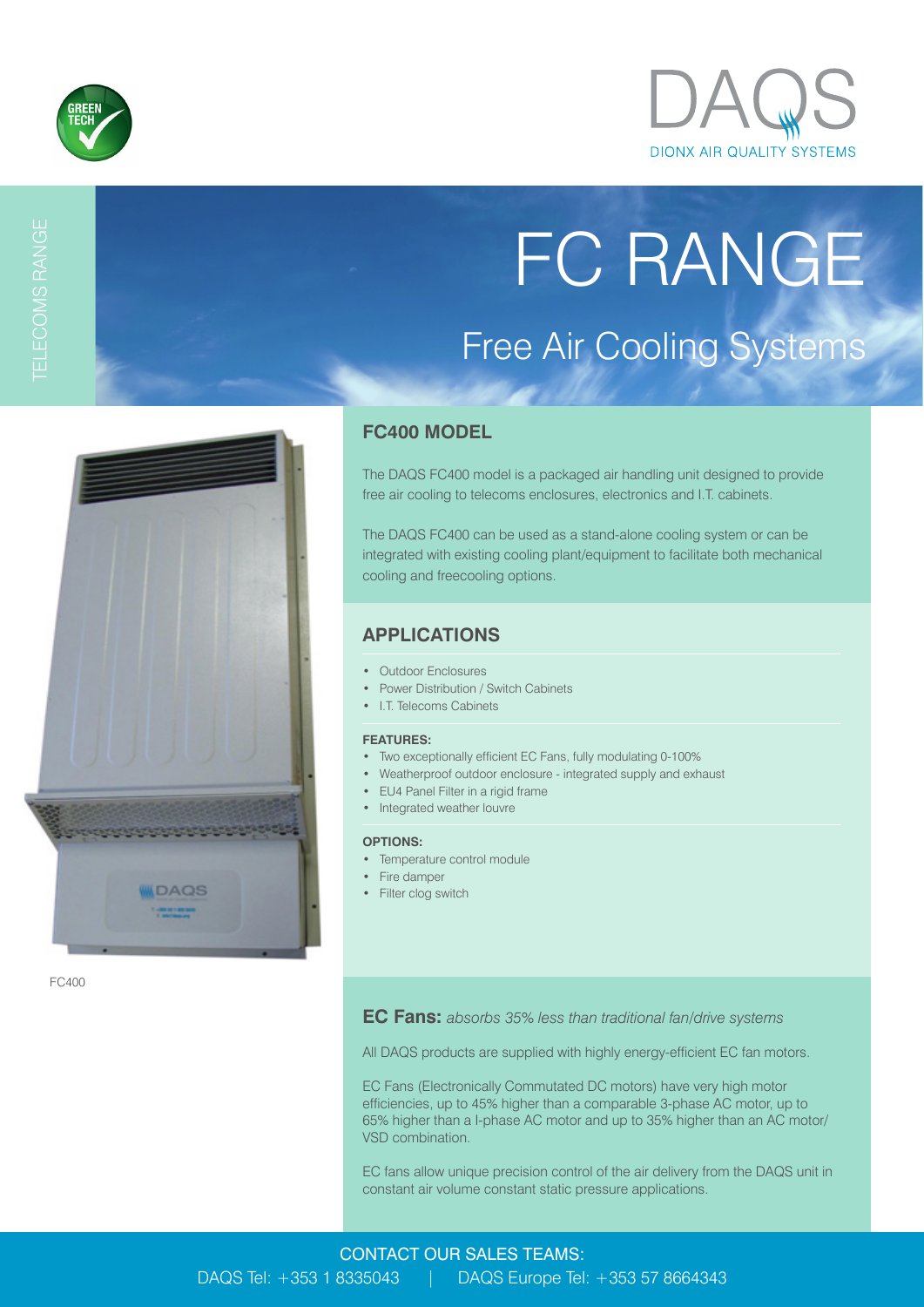TELECOMS RANGE

# FC RANGE

## Free Air Cooling Systems

FC400

### FC400 MODEL

The DAQS FC400 model is a packaged air handling unit designed to provide free air cooling to telecoms enclosures, electronics and I.T. cabinets.

The DAQS FC400 can be used as a stand-alone cooling system or can be integrated with existing cooling plant/equipment to facilitate both mechanical cooling and freecooling options.

### APPLICATIONS

- Outdoor Enclosures
- Power Distribution / Switch Cabinets
- I.T. Telecoms Cabinets

**FEATURES:**

- Two exceptionally efficient EC Fans, fully modulating 0-100%
- Weatherproof outdoor enclosure - integrated supply and exhaust
- EU4 Panel Filter in a rigid frame
- Integrated weather louvre

**OPTIONS:**

- Temperature control module
- Fire damper
- Filter clog switch

**EC Fans:** *absorbs 35% less than traditional fan/drive systems*

All DAQS products are supplied with highly energy-efficient EC fan motors.

EC Fans (Electronically Commutated DC motors) have very high motor efficiencies, up to 45% higher than a comparable 3-phase AC motor, up to 65% higher than a I-phase AC motor and up to 35% higher than an AC motor/ VSD combination.

EC fans allow unique precision control of the air delivery from the DAQS unit in constant air volume constant static pressure applications.

CONTACT OUR SALES TEAMS:
DAQS Tel: +353 1 8335043 | DAQS Europe Tel: +353 57 8664343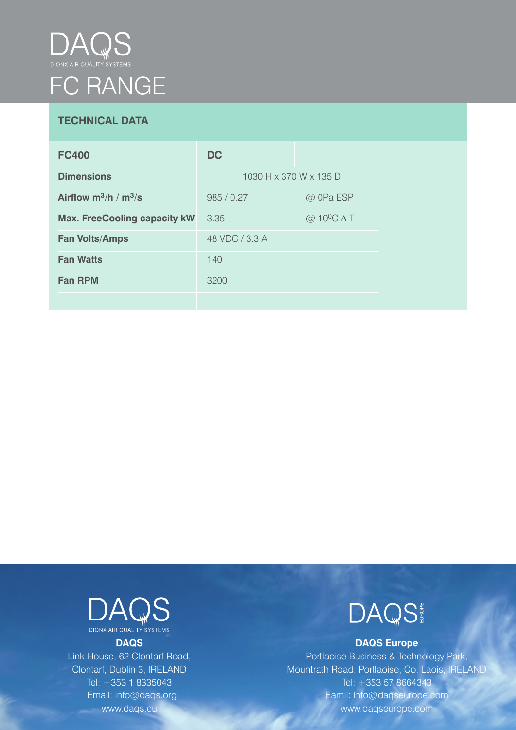# DAQS

DIONX AIR QUALITY SYSTEMS

# FC RANGE

## TECHNICAL DATA

| FC400 | DC | |
|---|---|---|
| **Dimensions** | 1030 H x 370 W x 135 D | |
| **Airflow $m^3/h$ / $m^3/s$** | 985 / 0.27 | @ 0Pa ESP |
| **Max. FreeCooling capacity kW** | 3.35 | @ $10^0$C $\Delta$ T |
| **Fan Volts/Amps** | 48 VDC / 3.3 A | |
| **Fan Watts** | 140 | |
| **Fan RPM** | 3200 | |

DAQS
DIONX AIR QUALITY SYSTEMS

**DAQS**
Link House, 62 Clontarf Road,
Clontarf, Dublin 3, IRELAND
Tel: +353 1 8335043
Email: info@daqs.org
www.daqs.eu

DAQS EUROPE

**DAQS Europe**
Portlaoise Business & Technology Park,
Mountrath Road, Portlaoise, Co. Laois, IRELAND
Tel: +353 57 8664343
Eamil: info@daqseurope.com
www.daqseurope.com